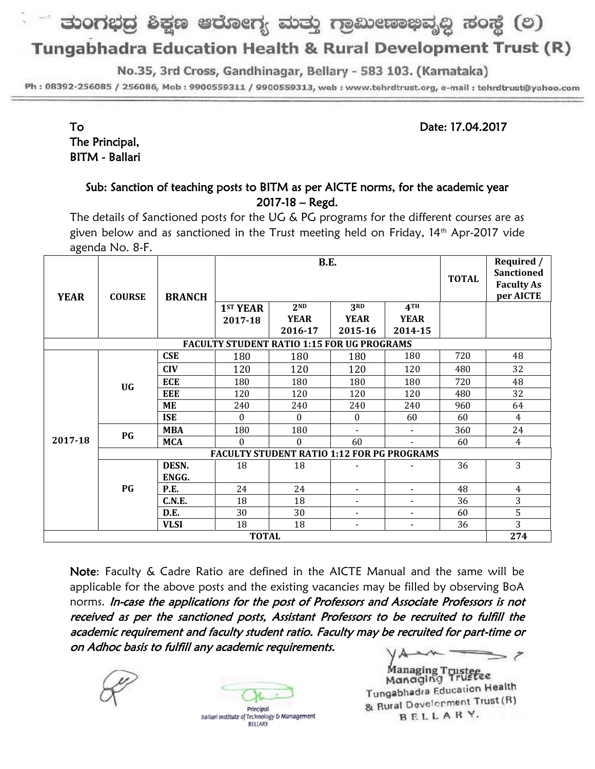# ತುಂಗಭದ್ರ ಶಿಕ್ಷಣ ಆರೋಗ್ಯ ಮತ್ತು ಗ್ರಾಮೀಣಾಭಿವೃದ್ಧಿ ಸಂಸ್ಥೆ (ರಿ)

# Tungabhadra Education Health & Rural Development Trust (R)

No.35, 3rd Cross, Gandhinagar, Bellary - 583 103. (Karnataka)

Ph : 08392-256085 / 256086, Mob : 9900559311 / 9900559313, web : www.tehrdtrust.org, e-mail : tehrdtrust@yahoo.com

To
The Principal,
BITM - Ballari

Date: 17.04.2017

Sub: Sanction of teaching posts to BITM as per AICTE norms, for the academic year 2017-18 – Regd.

The details of Sanctioned posts for the UG & PG programs for the different courses are as given below and as sanctioned in the Trust meeting held on Friday, 14th Apr-2017 vide agenda No. 8-F.

| YEAR | COURSE | BRANCH | B.E. | | | | TOTAL | Required / Sanctioned Faculty As per AICTE |
|---|---|---|---|---|---|---|---|---|
| | | | 1ST YEAR 2017-18 | 2ND YEAR 2016-17 | 3RD YEAR 2015-16 | 4TH YEAR 2014-15 | | |
| FACULTY STUDENT RATIO 1:15 FOR UG PROGRAMS | | | | | | | | |
| 2017-18 | UG | CSE | 180 | 180 | 180 | 180 | 720 | 48 |
| | | CIV | 120 | 120 | 120 | 120 | 480 | 32 |
| | | ECE | 180 | 180 | 180 | 180 | 720 | 48 |
| | | EEE | 120 | 120 | 120 | 120 | 480 | 32 |
| | | ME | 240 | 240 | 240 | 240 | 960 | 64 |
| | | ISE | 0 | 0 | 0 | 60 | 60 | 4 |
| | PG | MBA | 180 | 180 | - | - | 360 | 24 |
| | | MCA | 0 | 0 | 60 | - | 60 | 4 |
| | FACULTY STUDENT RATIO 1:12 FOR PG PROGRAMS | | | | | | | |
| | PG | DESN. ENGG. | 18 | 18 | - | - | 36 | 3 |
| | | P.E. | 24 | 24 | - | - | 48 | 4 |
| | | C.N.E. | 18 | 18 | - | - | 36 | 3 |
| | | D.E. | 30 | 30 | - | - | 60 | 5 |
| | | VLSI | 18 | 18 | - | - | 36 | 3 |
| TOTAL | | | | | | | | 274 |

**Note**: Faculty & Cadre Ratio are defined in the AICTE Manual and the same will be applicable for the above posts and the existing vacancies may be filled by observing BoA norms. *In-case the applications for the post of Professors and Associate Professors is not received as per the sanctioned posts, Assistant Professors to be recruited to fulfill the academic requirement and faculty student ratio. Faculty may be recruited for part-time or on Adhoc basis to fulfill any academic requirements.*

Principal
Ballari Institute of Technology & Management
BELLARY

Managing Trustee
Managing Trustee
Tungabhadra Education Health
& Rural Development Trust (R)
BELLARY.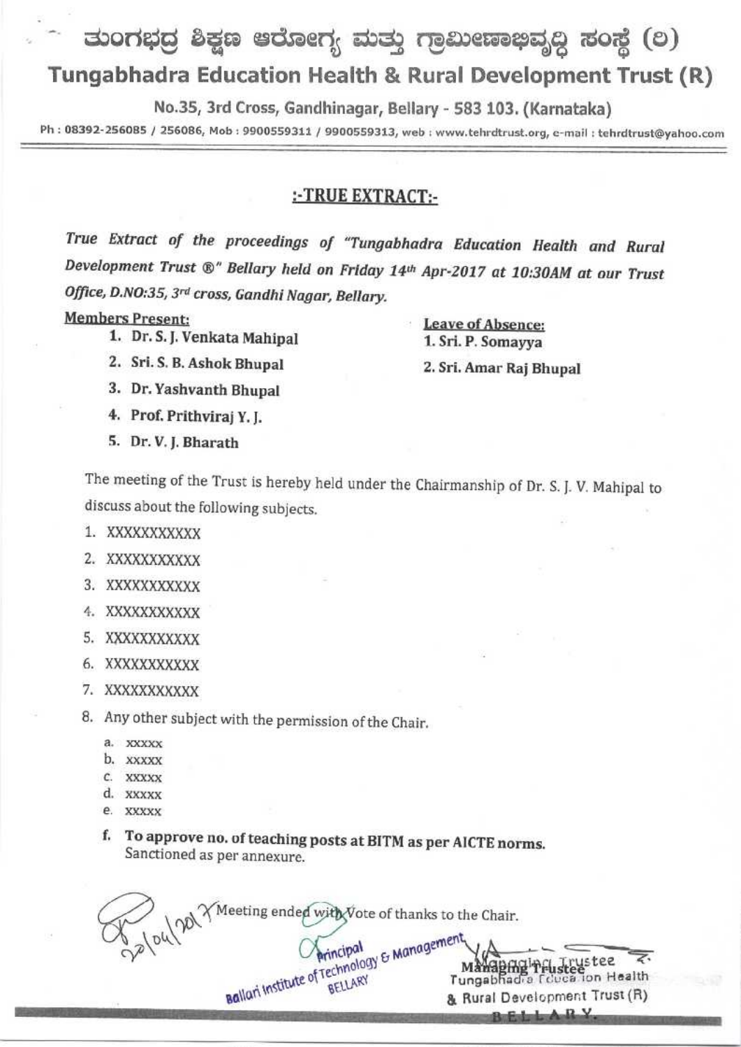# ತುಂಗಭದ್ರ ಶಿಕ್ಷಣ ಆರೋಗ್ಯ ಮತ್ತು ಗ್ರಾಮೀಣಾಭಿವೃದ್ಧಿ ಸಂಸ್ಥೆ (ರಿ)

# Tungabhadra Education Health & Rural Development Trust (R)

No.35, 3rd Cross, Gandhinagar, Bellary - 583 103. (Karnataka)

Ph : 08392-256085 / 256086, Mob : 9900559311 / 9900559313, web : www.tehrdtrust.org, e-mail : tehrdtrust@yahoo.com

## :-TRUE EXTRACT:-

*True Extract of the proceedings of "Tungabhadra Education Health and Rural Development Trust ®" Bellary held on Friday 14th Apr-2017 at 10:30AM at our Trust Office, D.NO:35, 3rd cross, Gandhi Nagar, Bellary.*

**Members Present:**

1. **Dr. S. J. Venkata Mahipal**
2. **Sri. S. B. Ashok Bhupal**
3. **Dr. Yashvanth Bhupal**
4. **Prof. Prithviraj Y. J.**
5. **Dr. V. J. Bharath**

**Leave of Absence:**

1. **Sri. P. Somayya**
2. **Sri. Amar Raj Bhupal**

The meeting of the Trust is hereby held under the Chairmanship of Dr. S. J. V. Mahipal to discuss about the following subjects.

1. XXXXXXXXXXX
2. XXXXXXXXXXX
3. XXXXXXXXXXX
4. XXXXXXXXXXX
5. XXXXXXXXXXX
6. XXXXXXXXXXX
7. XXXXXXXXXXX
8. Any other subject with the permission of the Chair.
   a. XXXXX
   b. XXXXX
   c. XXXXX
   d. XXXXX
   e. XXXXX
   f. **To approve no. of teaching posts at BITM as per AICTE norms.**
      Sanctioned as per annexure.

20/04/2017 Meeting ended with Vote of thanks to the Chair.

Principal
Ballari Institute of Technology & Management
BELLARY

Managing Trustee
Tungabhadra Education Health
& Rural Development Trust (R)
BELLARY.